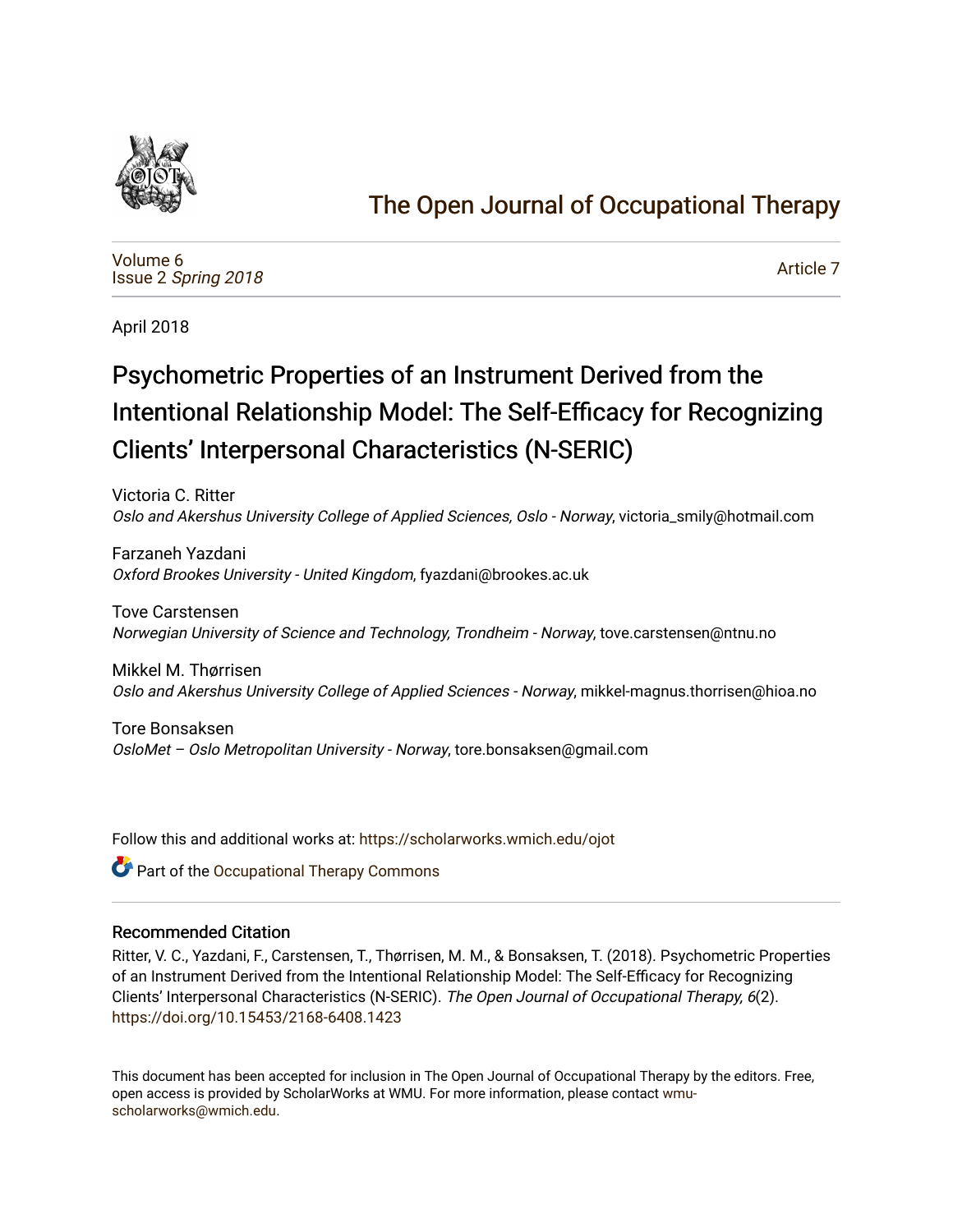# The Open Journal of Occupational Therapy

Volume 6
Issue 2 *Spring 2018*

Article 7

April 2018

# Psychometric Properties of an Instrument Derived from the Intentional Relationship Model: The Self-Efficacy for Recognizing Clients' Interpersonal Characteristics (N-SERIC)

Victoria C. Ritter
*Oslo and Akershus University College of Applied Sciences, Oslo - Norway*, victoria_smily@hotmail.com

Farzaneh Yazdani
*Oxford Brookes University - United Kingdom*, fyazdani@brookes.ac.uk

Tove Carstensen
*Norwegian University of Science and Technology, Trondheim - Norway*, tove.carstensen@ntnu.no

Mikkel M. Thørrisen
*Oslo and Akershus University College of Applied Sciences - Norway*, mikkel-magnus.thorrisen@hioa.no

Tore Bonsaksen
*OsloMet – Oslo Metropolitan University - Norway*, tore.bonsaksen@gmail.com

Follow this and additional works at: https://scholarworks.wmich.edu/ojot

Part of the Occupational Therapy Commons

## Recommended Citation

Ritter, V. C., Yazdani, F., Carstensen, T., Thørrisen, M. M., & Bonsaksen, T. (2018). Psychometric Properties of an Instrument Derived from the Intentional Relationship Model: The Self-Efficacy for Recognizing Clients' Interpersonal Characteristics (N-SERIC). *The Open Journal of Occupational Therapy, 6*(2). https://doi.org/10.15453/2168-6408.1423

This document has been accepted for inclusion in The Open Journal of Occupational Therapy by the editors. Free, open access is provided by ScholarWorks at WMU. For more information, please contact wmu-scholarworks@wmich.edu.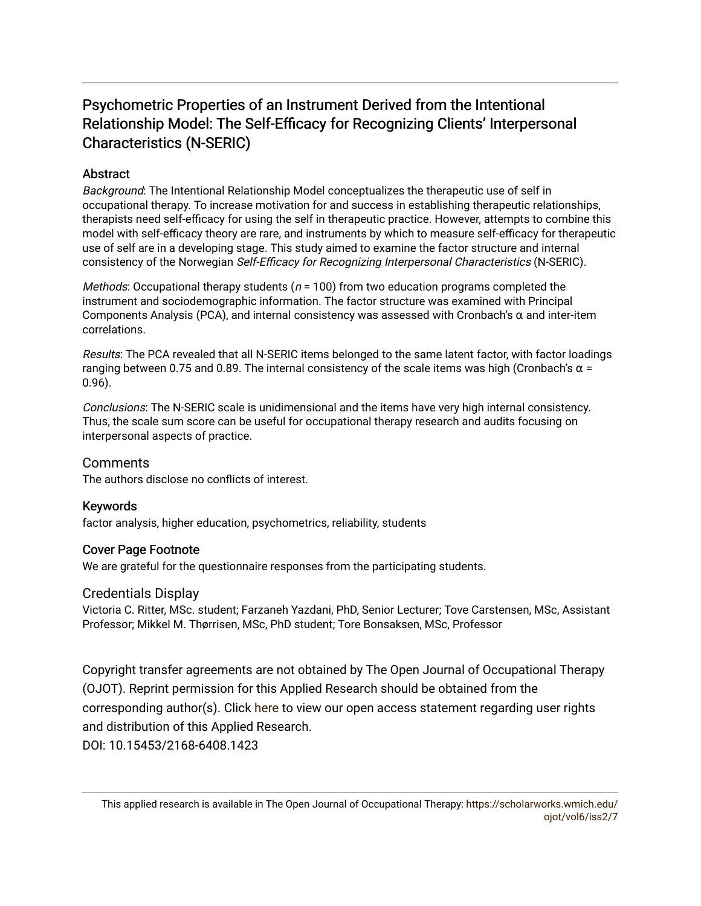# Psychometric Properties of an Instrument Derived from the Intentional Relationship Model: The Self-Efficacy for Recognizing Clients' Interpersonal Characteristics (N-SERIC)

## Abstract

*Background*: The Intentional Relationship Model conceptualizes the therapeutic use of self in occupational therapy. To increase motivation for and success in establishing therapeutic relationships, therapists need self-efficacy for using the self in therapeutic practice. However, attempts to combine this model with self-efficacy theory are rare, and instruments by which to measure self-efficacy for therapeutic use of self are in a developing stage. This study aimed to examine the factor structure and internal consistency of the Norwegian *Self-Efficacy for Recognizing Interpersonal Characteristics* (N-SERIC).

*Methods*: Occupational therapy students ($n$ = 100) from two education programs completed the instrument and sociodemographic information. The factor structure was examined with Principal Components Analysis (PCA), and internal consistency was assessed with Cronbach's α and inter-item correlations.

*Results*: The PCA revealed that all N-SERIC items belonged to the same latent factor, with factor loadings ranging between 0.75 and 0.89. The internal consistency of the scale items was high (Cronbach's α = 0.96).

*Conclusions*: The N-SERIC scale is unidimensional and the items have very high internal consistency. Thus, the scale sum score can be useful for occupational therapy research and audits focusing on interpersonal aspects of practice.

## Comments

The authors disclose no conflicts of interest.

## Keywords

factor analysis, higher education, psychometrics, reliability, students

## Cover Page Footnote

We are grateful for the questionnaire responses from the participating students.

## Credentials Display

Victoria C. Ritter, MSc. student; Farzaneh Yazdani, PhD, Senior Lecturer; Tove Carstensen, MSc, Assistant Professor; Mikkel M. Thørrisen, MSc, PhD student; Tore Bonsaksen, MSc, Professor

Copyright transfer agreements are not obtained by The Open Journal of Occupational Therapy (OJOT). Reprint permission for this Applied Research should be obtained from the corresponding author(s). Click here to view our open access statement regarding user rights and distribution of this Applied Research.

DOI: 10.15453/2168-6408.1423

This applied research is available in The Open Journal of Occupational Therapy: https://scholarworks.wmich.edu/ojot/vol6/iss2/7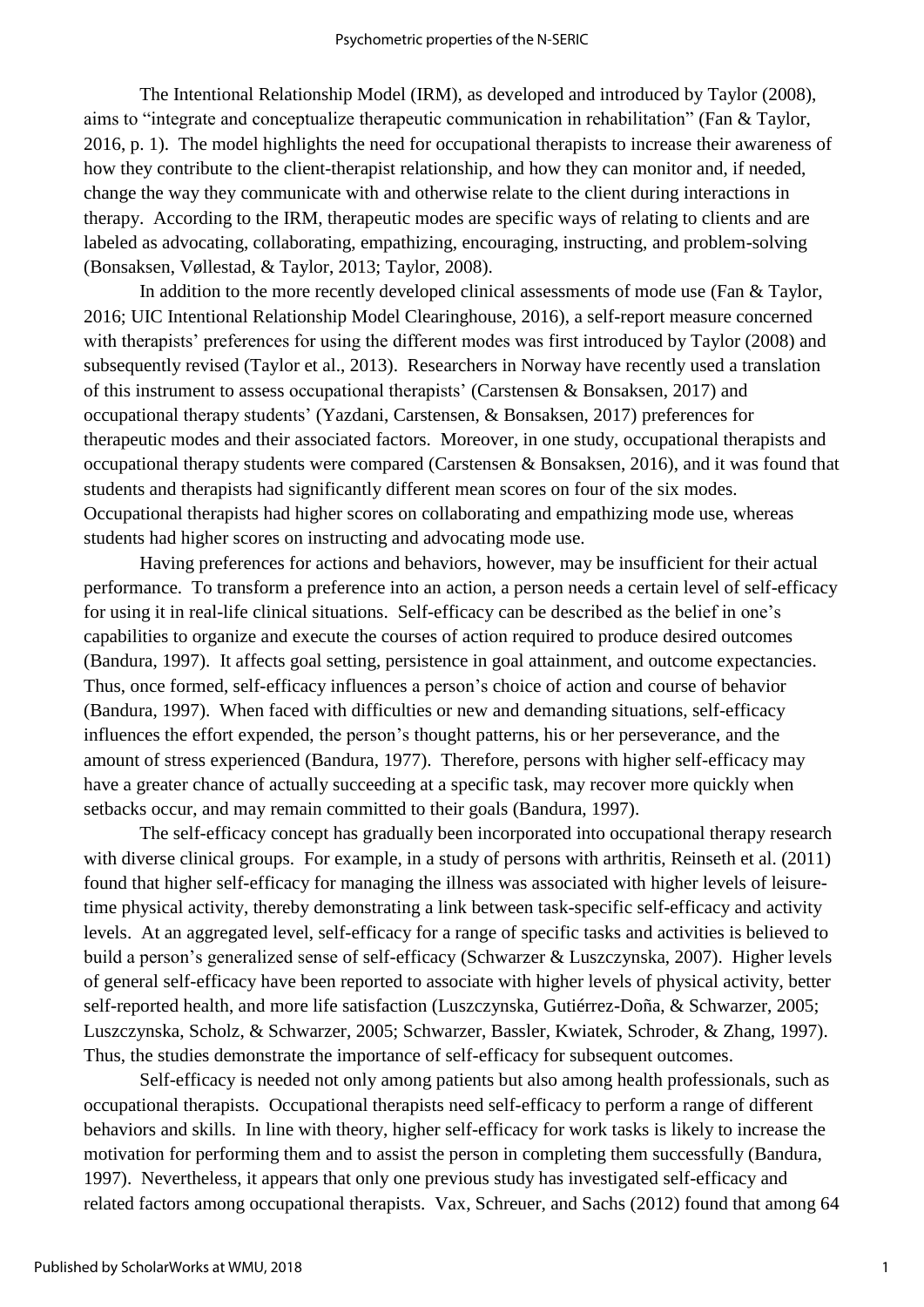The Intentional Relationship Model (IRM), as developed and introduced by Taylor (2008), aims to "integrate and conceptualize therapeutic communication in rehabilitation" (Fan & Taylor, 2016, p. 1). The model highlights the need for occupational therapists to increase their awareness of how they contribute to the client-therapist relationship, and how they can monitor and, if needed, change the way they communicate with and otherwise relate to the client during interactions in therapy. According to the IRM, therapeutic modes are specific ways of relating to clients and are labeled as advocating, collaborating, empathizing, encouraging, instructing, and problem-solving (Bonsaksen, Vøllestad, & Taylor, 2013; Taylor, 2008).

In addition to the more recently developed clinical assessments of mode use (Fan & Taylor, 2016; UIC Intentional Relationship Model Clearinghouse, 2016), a self-report measure concerned with therapists' preferences for using the different modes was first introduced by Taylor (2008) and subsequently revised (Taylor et al., 2013). Researchers in Norway have recently used a translation of this instrument to assess occupational therapists' (Carstensen & Bonsaksen, 2017) and occupational therapy students' (Yazdani, Carstensen, & Bonsaksen, 2017) preferences for therapeutic modes and their associated factors. Moreover, in one study, occupational therapists and occupational therapy students were compared (Carstensen & Bonsaksen, 2016), and it was found that students and therapists had significantly different mean scores on four of the six modes. Occupational therapists had higher scores on collaborating and empathizing mode use, whereas students had higher scores on instructing and advocating mode use.

Having preferences for actions and behaviors, however, may be insufficient for their actual performance. To transform a preference into an action, a person needs a certain level of self-efficacy for using it in real-life clinical situations. Self-efficacy can be described as the belief in one's capabilities to organize and execute the courses of action required to produce desired outcomes (Bandura, 1997). It affects goal setting, persistence in goal attainment, and outcome expectancies. Thus, once formed, self-efficacy influences a person's choice of action and course of behavior (Bandura, 1997). When faced with difficulties or new and demanding situations, self-efficacy influences the effort expended, the person's thought patterns, his or her perseverance, and the amount of stress experienced (Bandura, 1977). Therefore, persons with higher self-efficacy may have a greater chance of actually succeeding at a specific task, may recover more quickly when setbacks occur, and may remain committed to their goals (Bandura, 1997).

The self-efficacy concept has gradually been incorporated into occupational therapy research with diverse clinical groups. For example, in a study of persons with arthritis, Reinseth et al. (2011) found that higher self-efficacy for managing the illness was associated with higher levels of leisure-time physical activity, thereby demonstrating a link between task-specific self-efficacy and activity levels. At an aggregated level, self-efficacy for a range of specific tasks and activities is believed to build a person's generalized sense of self-efficacy (Schwarzer & Luszczynska, 2007). Higher levels of general self-efficacy have been reported to associate with higher levels of physical activity, better self-reported health, and more life satisfaction (Luszczynska, Gutiérrez-Doña, & Schwarzer, 2005; Luszczynska, Scholz, & Schwarzer, 2005; Schwarzer, Bassler, Kwiatek, Schroder, & Zhang, 1997). Thus, the studies demonstrate the importance of self-efficacy for subsequent outcomes.

Self-efficacy is needed not only among patients but also among health professionals, such as occupational therapists. Occupational therapists need self-efficacy to perform a range of different behaviors and skills. In line with theory, higher self-efficacy for work tasks is likely to increase the motivation for performing them and to assist the person in completing them successfully (Bandura, 1997). Nevertheless, it appears that only one previous study has investigated self-efficacy and related factors among occupational therapists. Vax, Schreuer, and Sachs (2012) found that among 64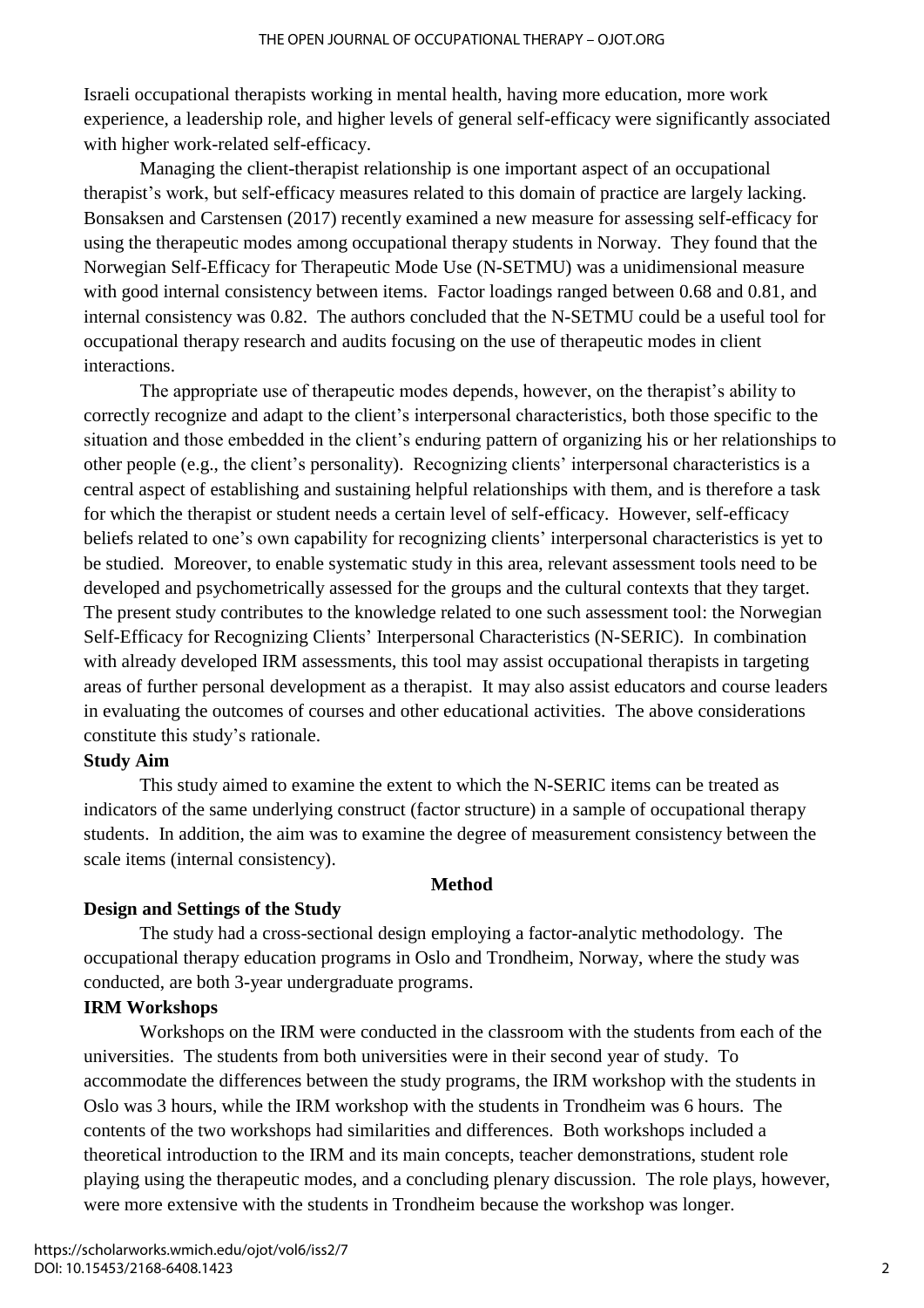Israeli occupational therapists working in mental health, having more education, more work experience, a leadership role, and higher levels of general self-efficacy were significantly associated with higher work-related self-efficacy.

Managing the client-therapist relationship is one important aspect of an occupational therapist's work, but self-efficacy measures related to this domain of practice are largely lacking. Bonsaksen and Carstensen (2017) recently examined a new measure for assessing self-efficacy for using the therapeutic modes among occupational therapy students in Norway. They found that the Norwegian Self-Efficacy for Therapeutic Mode Use (N-SETMU) was a unidimensional measure with good internal consistency between items. Factor loadings ranged between 0.68 and 0.81, and internal consistency was 0.82. The authors concluded that the N-SETMU could be a useful tool for occupational therapy research and audits focusing on the use of therapeutic modes in client interactions.

The appropriate use of therapeutic modes depends, however, on the therapist's ability to correctly recognize and adapt to the client's interpersonal characteristics, both those specific to the situation and those embedded in the client's enduring pattern of organizing his or her relationships to other people (e.g., the client's personality). Recognizing clients' interpersonal characteristics is a central aspect of establishing and sustaining helpful relationships with them, and is therefore a task for which the therapist or student needs a certain level of self-efficacy. However, self-efficacy beliefs related to one's own capability for recognizing clients' interpersonal characteristics is yet to be studied. Moreover, to enable systematic study in this area, relevant assessment tools need to be developed and psychometrically assessed for the groups and the cultural contexts that they target. The present study contributes to the knowledge related to one such assessment tool: the Norwegian Self-Efficacy for Recognizing Clients' Interpersonal Characteristics (N-SERIC). In combination with already developed IRM assessments, this tool may assist occupational therapists in targeting areas of further personal development as a therapist. It may also assist educators and course leaders in evaluating the outcomes of courses and other educational activities. The above considerations constitute this study's rationale.

### Study Aim

This study aimed to examine the extent to which the N-SERIC items can be treated as indicators of the same underlying construct (factor structure) in a sample of occupational therapy students. In addition, the aim was to examine the degree of measurement consistency between the scale items (internal consistency).

## Method

### Design and Settings of the Study

The study had a cross-sectional design employing a factor-analytic methodology. The occupational therapy education programs in Oslo and Trondheim, Norway, where the study was conducted, are both 3-year undergraduate programs.

### IRM Workshops

Workshops on the IRM were conducted in the classroom with the students from each of the universities. The students from both universities were in their second year of study. To accommodate the differences between the study programs, the IRM workshop with the students in Oslo was 3 hours, while the IRM workshop with the students in Trondheim was 6 hours. The contents of the two workshops had similarities and differences. Both workshops included a theoretical introduction to the IRM and its main concepts, teacher demonstrations, student role playing using the therapeutic modes, and a concluding plenary discussion. The role plays, however, were more extensive with the students in Trondheim because the workshop was longer.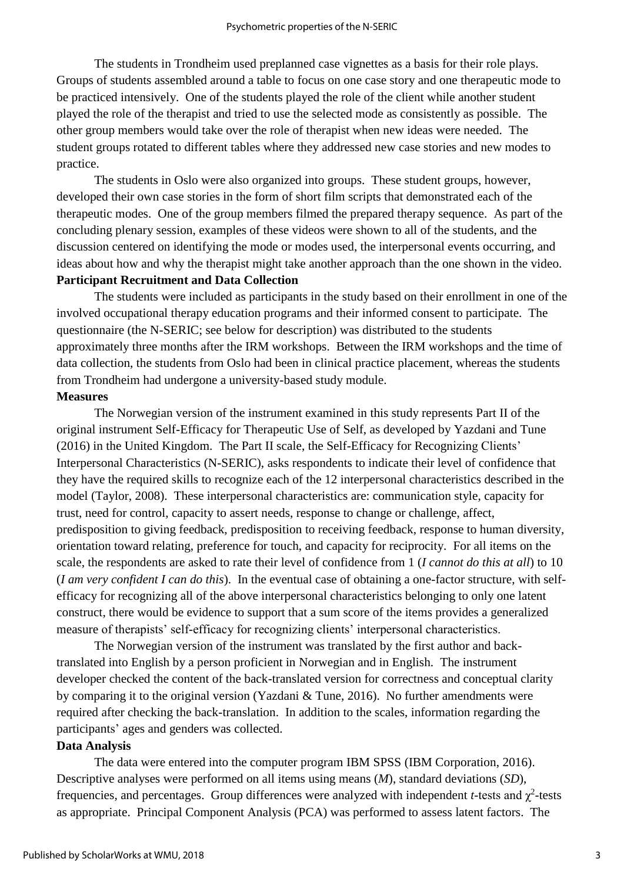The students in Trondheim used preplanned case vignettes as a basis for their role plays. Groups of students assembled around a table to focus on one case story and one therapeutic mode to be practiced intensively. One of the students played the role of the client while another student played the role of the therapist and tried to use the selected mode as consistently as possible. The other group members would take over the role of therapist when new ideas were needed. The student groups rotated to different tables where they addressed new case stories and new modes to practice.

The students in Oslo were also organized into groups. These student groups, however, developed their own case stories in the form of short film scripts that demonstrated each of the therapeutic modes. One of the group members filmed the prepared therapy sequence. As part of the concluding plenary session, examples of these videos were shown to all of the students, and the discussion centered on identifying the mode or modes used, the interpersonal events occurring, and ideas about how and why the therapist might take another approach than the one shown in the video.

**Participant Recruitment and Data Collection**

The students were included as participants in the study based on their enrollment in one of the involved occupational therapy education programs and their informed consent to participate. The questionnaire (the N-SERIC; see below for description) was distributed to the students approximately three months after the IRM workshops. Between the IRM workshops and the time of data collection, the students from Oslo had been in clinical practice placement, whereas the students from Trondheim had undergone a university-based study module.

**Measures**

The Norwegian version of the instrument examined in this study represents Part II of the original instrument Self-Efficacy for Therapeutic Use of Self, as developed by Yazdani and Tune (2016) in the United Kingdom. The Part II scale, the Self-Efficacy for Recognizing Clients' Interpersonal Characteristics (N-SERIC), asks respondents to indicate their level of confidence that they have the required skills to recognize each of the 12 interpersonal characteristics described in the model (Taylor, 2008). These interpersonal characteristics are: communication style, capacity for trust, need for control, capacity to assert needs, response to change or challenge, affect, predisposition to giving feedback, predisposition to receiving feedback, response to human diversity, orientation toward relating, preference for touch, and capacity for reciprocity. For all items on the scale, the respondents are asked to rate their level of confidence from 1 (*I cannot do this at all*) to 10 (*I am very confident I can do this*). In the eventual case of obtaining a one-factor structure, with self-efficacy for recognizing all of the above interpersonal characteristics belonging to only one latent construct, there would be evidence to support that a sum score of the items provides a generalized measure of therapists' self-efficacy for recognizing clients' interpersonal characteristics.

The Norwegian version of the instrument was translated by the first author and back-translated into English by a person proficient in Norwegian and in English. The instrument developer checked the content of the back-translated version for correctness and conceptual clarity by comparing it to the original version (Yazdani & Tune, 2016). No further amendments were required after checking the back-translation. In addition to the scales, information regarding the participants' ages and genders was collected.

**Data Analysis**

The data were entered into the computer program IBM SPSS (IBM Corporation, 2016). Descriptive analyses were performed on all items using means (*M*), standard deviations (*SD*), frequencies, and percentages. Group differences were analyzed with independent *t*-tests and $\chi^2$-tests as appropriate. Principal Component Analysis (PCA) was performed to assess latent factors. The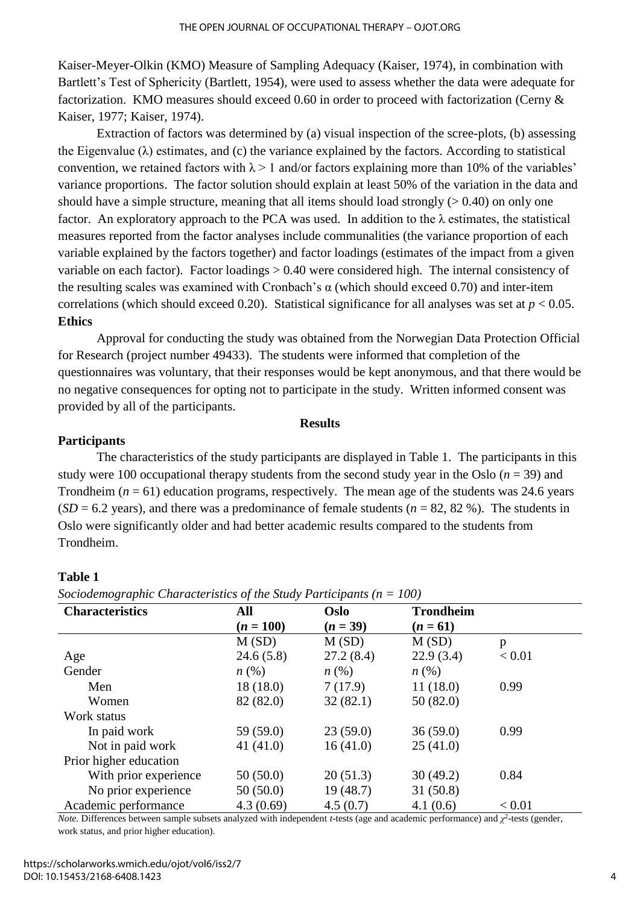Kaiser-Meyer-Olkin (KMO) Measure of Sampling Adequacy (Kaiser, 1974), in combination with Bartlett's Test of Sphericity (Bartlett, 1954), were used to assess whether the data were adequate for factorization. KMO measures should exceed 0.60 in order to proceed with factorization (Cerny & Kaiser, 1977; Kaiser, 1974).

Extraction of factors was determined by (a) visual inspection of the scree-plots, (b) assessing the Eigenvalue (λ) estimates, and (c) the variance explained by the factors. According to statistical convention, we retained factors with $\lambda > 1$ and/or factors explaining more than 10% of the variables' variance proportions. The factor solution should explain at least 50% of the variation in the data and should have a simple structure, meaning that all items should load strongly (> 0.40) on only one factor. An exploratory approach to the PCA was used. In addition to the λ estimates, the statistical measures reported from the factor analyses include communalities (the variance proportion of each variable explained by the factors together) and factor loadings (estimates of the impact from a given variable on each factor). Factor loadings > 0.40 were considered high. The internal consistency of the resulting scales was examined with Cronbach's α (which should exceed 0.70) and inter-item correlations (which should exceed 0.20). Statistical significance for all analyses was set at $p < 0.05$.

**Ethics**

Approval for conducting the study was obtained from the Norwegian Data Protection Official for Research (project number 49433). The students were informed that completion of the questionnaires was voluntary, that their responses would be kept anonymous, and that there would be no negative consequences for opting not to participate in the study. Written informed consent was provided by all of the participants.

## Results

**Participants**

The characteristics of the study participants are displayed in Table 1. The participants in this study were 100 occupational therapy students from the second study year in the Oslo ($n = 39$) and Trondheim ($n = 61$) education programs, respectively. The mean age of the students was 24.6 years ($SD = 6.2$ years), and there was a predominance of female students ($n = 82$, 82 %). The students in Oslo were significantly older and had better academic results compared to the students from Trondheim.

**Table 1**

*Sociodemographic Characteristics of the Study Participants (n = 100)*

| Characteristics | All (*n* = 100) | Oslo (*n* = 39) | Trondheim (*n* = 61) | |
|---|---|---|---|---|
| | M (SD) | M (SD) | M (SD) | p |
| Age | 24.6 (5.8) | 27.2 (8.4) | 22.9 (3.4) | < 0.01 |
| Gender | *n* (%) | *n* (%) | *n* (%) | |
| Men | 18 (18.0) | 7 (17.9) | 11 (18.0) | 0.99 |
| Women | 82 (82.0) | 32 (82.1) | 50 (82.0) | |
| Work status | | | | |
| In paid work | 59 (59.0) | 23 (59.0) | 36 (59.0) | 0.99 |
| Not in paid work | 41 (41.0) | 16 (41.0) | 25 (41.0) | |
| Prior higher education | | | | |
| With prior experience | 50 (50.0) | 20 (51.3) | 30 (49.2) | 0.84 |
| No prior experience | 50 (50.0) | 19 (48.7) | 31 (50.8) | |
| Academic performance | 4.3 (0.69) | 4.5 (0.7) | 4.1 (0.6) | < 0.01 |

*Note.* Differences between sample subsets analyzed with independent *t*-tests (age and academic performance) and $\chi^2$-tests (gender, work status, and prior higher education).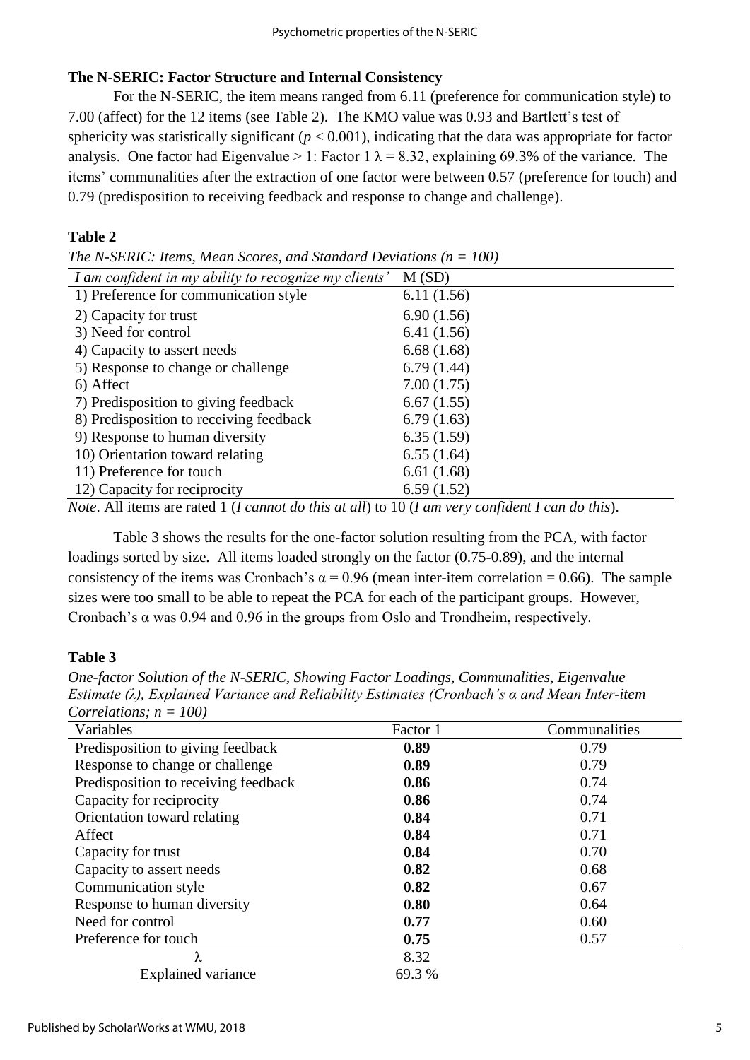### The N-SERIC: Factor Structure and Internal Consistency

For the N-SERIC, the item means ranged from 6.11 (preference for communication style) to 7.00 (affect) for the 12 items (see Table 2). The KMO value was 0.93 and Bartlett's test of sphericity was statistically significant ($p < 0.001$), indicating that the data was appropriate for factor analysis. One factor had Eigenvalue > 1: Factor 1 $\lambda = 8.32$, explaining 69.3% of the variance. The items' communalities after the extraction of one factor were between 0.57 (preference for touch) and 0.79 (predisposition to receiving feedback and response to change and challenge).

**Table 2**

*The N-SERIC: Items, Mean Scores, and Standard Deviations (n = 100)*

| *I am confident in my ability to recognize my clients'* | M (SD) |
|---|---|
| 1) Preference for communication style | 6.11 (1.56) |
| 2) Capacity for trust | 6.90 (1.56) |
| 3) Need for control | 6.41 (1.56) |
| 4) Capacity to assert needs | 6.68 (1.68) |
| 5) Response to change or challenge | 6.79 (1.44) |
| 6) Affect | 7.00 (1.75) |
| 7) Predisposition to giving feedback | 6.67 (1.55) |
| 8) Predisposition to receiving feedback | 6.79 (1.63) |
| 9) Response to human diversity | 6.35 (1.59) |
| 10) Orientation toward relating | 6.55 (1.64) |
| 11) Preference for touch | 6.61 (1.68) |
| 12) Capacity for reciprocity | 6.59 (1.52) |

*Note*. All items are rated 1 (*I cannot do this at all*) to 10 (*I am very confident I can do this*).

Table 3 shows the results for the one-factor solution resulting from the PCA, with factor loadings sorted by size. All items loaded strongly on the factor (0.75-0.89), and the internal consistency of the items was Cronbach's $\alpha = 0.96$ (mean inter-item correlation = 0.66). The sample sizes were too small to be able to repeat the PCA for each of the participant groups. However, Cronbach's α was 0.94 and 0.96 in the groups from Oslo and Trondheim, respectively.

**Table 3**

*One-factor Solution of the N-SERIC, Showing Factor Loadings, Communalities, Eigenvalue Estimate (λ), Explained Variance and Reliability Estimates (Cronbach's α and Mean Inter-item Correlations; n = 100)*

| Variables | Factor 1 | Communalities |
|---|---|---|
| Predisposition to giving feedback | **0.89** | 0.79 |
| Response to change or challenge | **0.89** | 0.79 |
| Predisposition to receiving feedback | **0.86** | 0.74 |
| Capacity for reciprocity | **0.86** | 0.74 |
| Orientation toward relating | **0.84** | 0.71 |
| Affect | **0.84** | 0.71 |
| Capacity for trust | **0.84** | 0.70 |
| Capacity to assert needs | **0.82** | 0.68 |
| Communication style | **0.82** | 0.67 |
| Response to human diversity | **0.80** | 0.64 |
| Need for control | **0.77** | 0.60 |
| Preference for touch | **0.75** | 0.57 |
| λ | 8.32 | |
| Explained variance | 69.3 % | |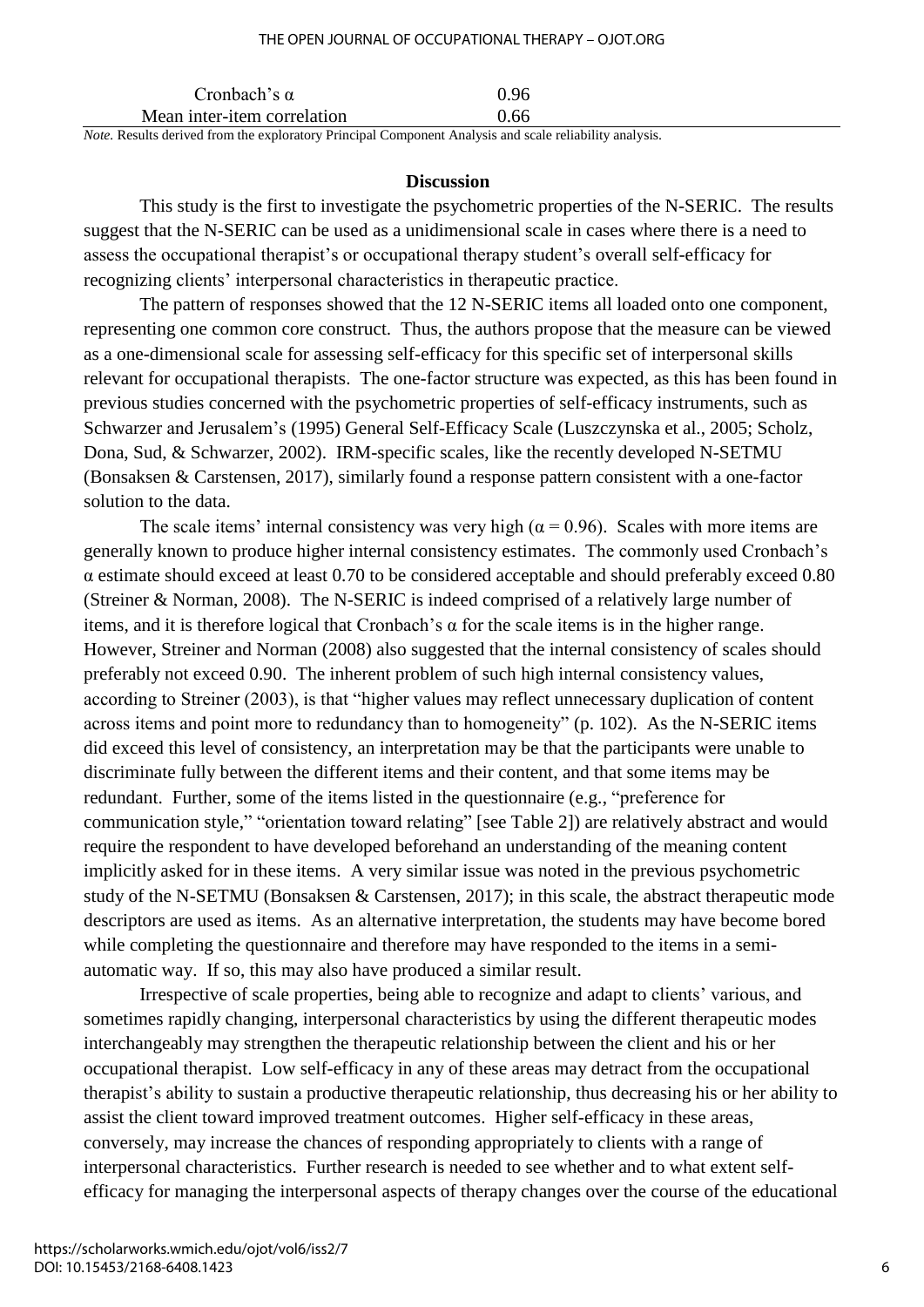| | |
|---|---|
| Cronbach's α | 0.96 |
| Mean inter-item correlation | 0.66 |

*Note.* Results derived from the exploratory Principal Component Analysis and scale reliability analysis.

## Discussion

This study is the first to investigate the psychometric properties of the N-SERIC. The results suggest that the N-SERIC can be used as a unidimensional scale in cases where there is a need to assess the occupational therapist's or occupational therapy student's overall self-efficacy for recognizing clients' interpersonal characteristics in therapeutic practice.

The pattern of responses showed that the 12 N-SERIC items all loaded onto one component, representing one common core construct. Thus, the authors propose that the measure can be viewed as a one-dimensional scale for assessing self-efficacy for this specific set of interpersonal skills relevant for occupational therapists. The one-factor structure was expected, as this has been found in previous studies concerned with the psychometric properties of self-efficacy instruments, such as Schwarzer and Jerusalem's (1995) General Self-Efficacy Scale (Luszczynska et al., 2005; Scholz, Dona, Sud, & Schwarzer, 2002). IRM-specific scales, like the recently developed N-SETMU (Bonsaksen & Carstensen, 2017), similarly found a response pattern consistent with a one-factor solution to the data.

The scale items' internal consistency was very high ($\alpha = 0.96$). Scales with more items are generally known to produce higher internal consistency estimates. The commonly used Cronbach's α estimate should exceed at least 0.70 to be considered acceptable and should preferably exceed 0.80 (Streiner & Norman, 2008). The N-SERIC is indeed comprised of a relatively large number of items, and it is therefore logical that Cronbach's α for the scale items is in the higher range. However, Streiner and Norman (2008) also suggested that the internal consistency of scales should preferably not exceed 0.90. The inherent problem of such high internal consistency values, according to Streiner (2003), is that "higher values may reflect unnecessary duplication of content across items and point more to redundancy than to homogeneity" (p. 102). As the N-SERIC items did exceed this level of consistency, an interpretation may be that the participants were unable to discriminate fully between the different items and their content, and that some items may be redundant. Further, some of the items listed in the questionnaire (e.g., "preference for communication style," "orientation toward relating" [see Table 2]) are relatively abstract and would require the respondent to have developed beforehand an understanding of the meaning content implicitly asked for in these items. A very similar issue was noted in the previous psychometric study of the N-SETMU (Bonsaksen & Carstensen, 2017); in this scale, the abstract therapeutic mode descriptors are used as items. As an alternative interpretation, the students may have become bored while completing the questionnaire and therefore may have responded to the items in a semi-automatic way. If so, this may also have produced a similar result.

Irrespective of scale properties, being able to recognize and adapt to clients' various, and sometimes rapidly changing, interpersonal characteristics by using the different therapeutic modes interchangeably may strengthen the therapeutic relationship between the client and his or her occupational therapist. Low self-efficacy in any of these areas may detract from the occupational therapist's ability to sustain a productive therapeutic relationship, thus decreasing his or her ability to assist the client toward improved treatment outcomes. Higher self-efficacy in these areas, conversely, may increase the chances of responding appropriately to clients with a range of interpersonal characteristics. Further research is needed to see whether and to what extent self-efficacy for managing the interpersonal aspects of therapy changes over the course of the educational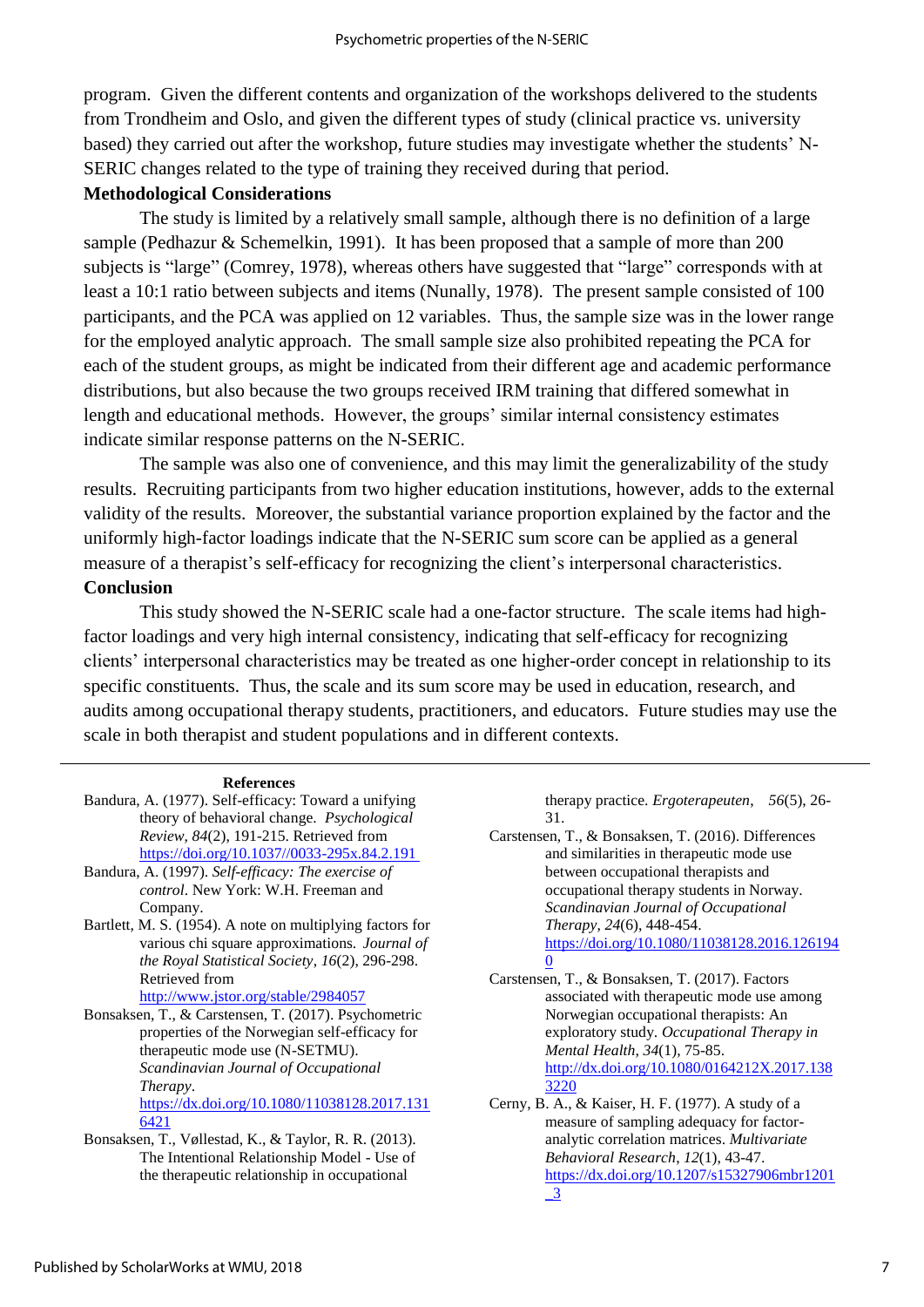program. Given the different contents and organization of the workshops delivered to the students from Trondheim and Oslo, and given the different types of study (clinical practice vs. university based) they carried out after the workshop, future studies may investigate whether the students' N-SERIC changes related to the type of training they received during that period.

**Methodological Considerations**

The study is limited by a relatively small sample, although there is no definition of a large sample (Pedhazur & Schemelkin, 1991). It has been proposed that a sample of more than 200 subjects is "large" (Comrey, 1978), whereas others have suggested that "large" corresponds with at least a 10:1 ratio between subjects and items (Nunally, 1978). The present sample consisted of 100 participants, and the PCA was applied on 12 variables. Thus, the sample size was in the lower range for the employed analytic approach. The small sample size also prohibited repeating the PCA for each of the student groups, as might be indicated from their different age and academic performance distributions, but also because the two groups received IRM training that differed somewhat in length and educational methods. However, the groups' similar internal consistency estimates indicate similar response patterns on the N-SERIC.

The sample was also one of convenience, and this may limit the generalizability of the study results. Recruiting participants from two higher education institutions, however, adds to the external validity of the results. Moreover, the substantial variance proportion explained by the factor and the uniformly high-factor loadings indicate that the N-SERIC sum score can be applied as a general measure of a therapist's self-efficacy for recognizing the client's interpersonal characteristics.

**Conclusion**

This study showed the N-SERIC scale had a one-factor structure. The scale items had high-factor loadings and very high internal consistency, indicating that self-efficacy for recognizing clients' interpersonal characteristics may be treated as one higher-order concept in relationship to its specific constituents. Thus, the scale and its sum score may be used in education, research, and audits among occupational therapy students, practitioners, and educators. Future studies may use the scale in both therapist and student populations and in different contexts.

**References**

Bandura, A. (1977). Self-efficacy: Toward a unifying theory of behavioral change. *Psychological Review*, *84*(2), 191-215. Retrieved from https://doi.org/10.1037//0033-295x.84.2.191

Bandura, A. (1997). *Self-efficacy: The exercise of control*. New York: W.H. Freeman and Company.

Bartlett, M. S. (1954). A note on multiplying factors for various chi square approximations. *Journal of the Royal Statistical Society*, *16*(2), 296-298. Retrieved from http://www.jstor.org/stable/2984057

Bonsaksen, T., & Carstensen, T. (2017). Psychometric properties of the Norwegian self-efficacy for therapeutic mode use (N-SETMU). *Scandinavian Journal of Occupational Therapy*. https://dx.doi.org/10.1080/11038128.2017.1316421

Bonsaksen, T., Vøllestad, K., & Taylor, R. R. (2013). The Intentional Relationship Model - Use of the therapeutic relationship in occupational therapy practice. *Ergoterapeuten*, *56*(5), 26-31.

Carstensen, T., & Bonsaksen, T. (2016). Differences and similarities in therapeutic mode use between occupational therapists and occupational therapy students in Norway. *Scandinavian Journal of Occupational Therapy*, *24*(6), 448-454. https://doi.org/10.1080/11038128.2016.1261940

Carstensen, T., & Bonsaksen, T. (2017). Factors associated with therapeutic mode use among Norwegian occupational therapists: An exploratory study. *Occupational Therapy in Mental Health*, *34*(1), 75-85. http://dx.doi.org/10.1080/0164212X.2017.1383220

Cerny, B. A., & Kaiser, H. F. (1977). A study of a measure of sampling adequacy for factor-analytic correlation matrices. *Multivariate Behavioral Research*, *12*(1), 43-47. https://dx.doi.org/10.1207/s15327906mbr1201_3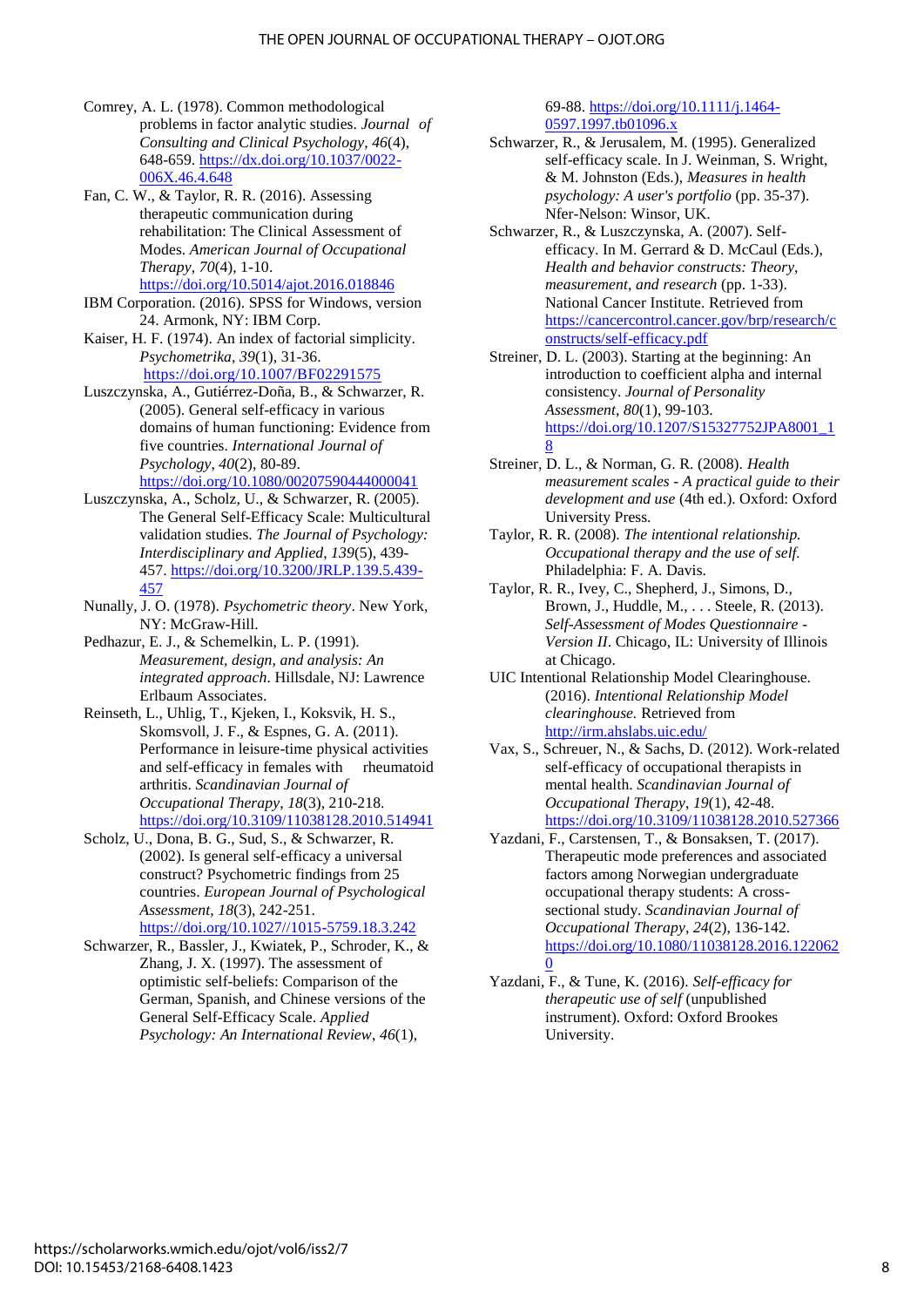Comrey, A. L. (1978). Common methodological problems in factor analytic studies. *Journal of Consulting and Clinical Psychology*, *46*(4), 648-659. https://dx.doi.org/10.1037/0022-006X.46.4.648

Fan, C. W., & Taylor, R. R. (2016). Assessing therapeutic communication during rehabilitation: The Clinical Assessment of Modes. *American Journal of Occupational Therapy*, *70*(4), 1-10. https://doi.org/10.5014/ajot.2016.018846

IBM Corporation. (2016). SPSS for Windows, version 24. Armonk, NY: IBM Corp.

Kaiser, H. F. (1974). An index of factorial simplicity. *Psychometrika*, *39*(1), 31-36. https://doi.org/10.1007/BF02291575

Luszczynska, A., Gutiérrez-Doña, B., & Schwarzer, R. (2005). General self-efficacy in various domains of human functioning: Evidence from five countries. *International Journal of Psychology*, *40*(2), 80-89. https://doi.org/10.1080/00207590444000041

Luszczynska, A., Scholz, U., & Schwarzer, R. (2005). The General Self-Efficacy Scale: Multicultural validation studies. *The Journal of Psychology: Interdisciplinary and Applied*, *139*(5), 439-457. https://doi.org/10.3200/JRLP.139.5.439-457

Nunally, J. O. (1978). *Psychometric theory*. New York, NY: McGraw-Hill.

Pedhazur, E. J., & Schemelkin, L. P. (1991). *Measurement, design, and analysis: An integrated approach*. Hillsdale, NJ: Lawrence Erlbaum Associates.

Reinseth, L., Uhlig, T., Kjeken, I., Koksvik, H. S., Skomsvoll, J. F., & Espnes, G. A. (2011). Performance in leisure-time physical activities and self-efficacy in females with rheumatoid arthritis. *Scandinavian Journal of Occupational Therapy*, *18*(3), 210-218. https://doi.org/10.3109/11038128.2010.514941

Scholz, U., Dona, B. G., Sud, S., & Schwarzer, R. (2002). Is general self-efficacy a universal construct? Psychometric findings from 25 countries. *European Journal of Psychological Assessment*, *18*(3), 242-251. https://doi.org/10.1027//1015-5759.18.3.242

Schwarzer, R., Bassler, J., Kwiatek, P., Schroder, K., & Zhang, J. X. (1997). The assessment of optimistic self-beliefs: Comparison of the German, Spanish, and Chinese versions of the General Self-Efficacy Scale. *Applied Psychology: An International Review*, *46*(1), 69-88. https://doi.org/10.1111/j.1464-0597.1997.tb01096.x

Schwarzer, R., & Jerusalem, M. (1995). Generalized self-efficacy scale. In J. Weinman, S. Wright, & M. Johnston (Eds.), *Measures in health psychology: A user's portfolio* (pp. 35-37). Nfer-Nelson: Winsor, UK.

Schwarzer, R., & Luszczynska, A. (2007). Self-efficacy. In M. Gerrard & D. McCaul (Eds.), *Health and behavior constructs: Theory, measurement, and research* (pp. 1-33). National Cancer Institute. Retrieved from https://cancercontrol.cancer.gov/brp/research/constructs/self-efficacy.pdf

Streiner, D. L. (2003). Starting at the beginning: An introduction to coefficient alpha and internal consistency. *Journal of Personality Assessment*, *80*(1), 99-103. https://doi.org/10.1207/S15327752JPA8001_18

Streiner, D. L., & Norman, G. R. (2008). *Health measurement scales - A practical guide to their development and use* (4th ed.). Oxford: Oxford University Press.

Taylor, R. R. (2008). *The intentional relationship. Occupational therapy and the use of self.* Philadelphia: F. A. Davis.

Taylor, R. R., Ivey, C., Shepherd, J., Simons, D., Brown, J., Huddle, M., . . . Steele, R. (2013). *Self-Assessment of Modes Questionnaire - Version II*. Chicago, IL: University of Illinois at Chicago.

UIC Intentional Relationship Model Clearinghouse. (2016). *Intentional Relationship Model clearinghouse.* Retrieved from http://irm.ahslabs.uic.edu/

Vax, S., Schreuer, N., & Sachs, D. (2012). Work-related self-efficacy of occupational therapists in mental health. *Scandinavian Journal of Occupational Therapy*, *19*(1), 42-48. https://doi.org/10.3109/11038128.2010.527366

Yazdani, F., Carstensen, T., & Bonsaksen, T. (2017). Therapeutic mode preferences and associated factors among Norwegian undergraduate occupational therapy students: A cross-sectional study. *Scandinavian Journal of Occupational Therapy*, *24*(2), 136-142. https://doi.org/10.1080/11038128.2016.1220620

Yazdani, F., & Tune, K. (2016). *Self-efficacy for therapeutic use of self* (unpublished instrument). Oxford: Oxford Brookes University.